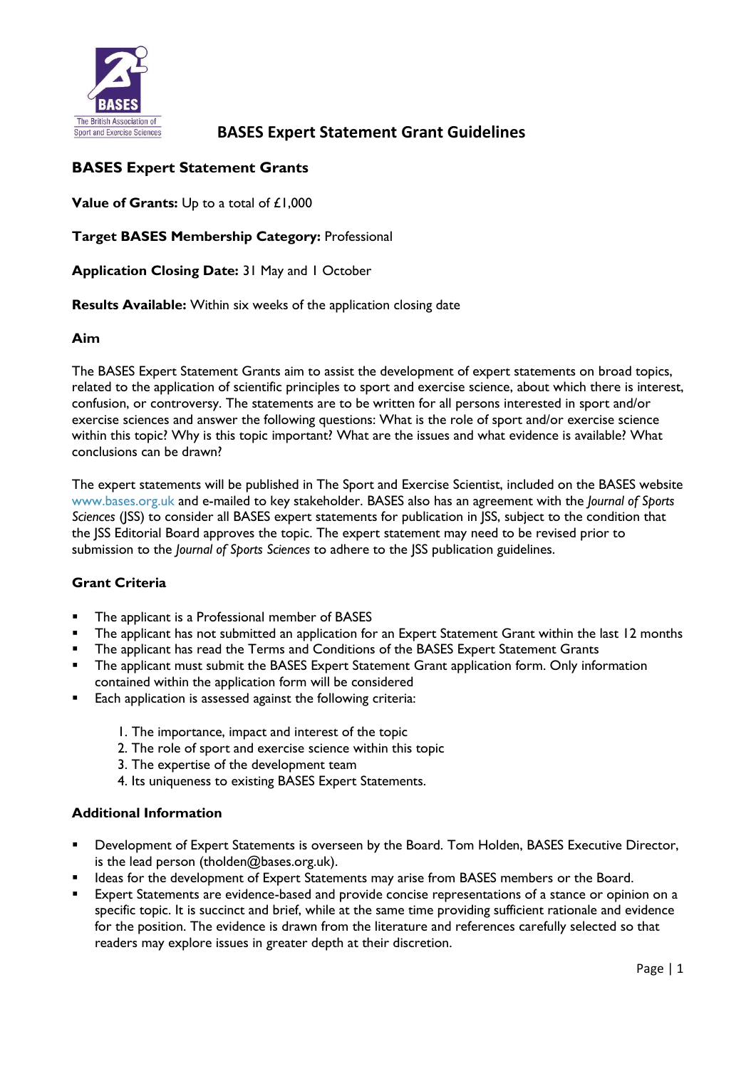# BASES Expert Statement Grant Guidelines

## BASES Expert Statement Grants

**Value of Grants:** Up to a total of £1,000

**Target BASES Membership Category:** Professional

**Application Closing Date:** 31 May and 1 October

**Results Available:** Within six weeks of the application closing date

### Aim

The BASES Expert Statement Grants aim to assist the development of expert statements on broad topics, related to the application of scientific principles to sport and exercise science, about which there is interest, confusion, or controversy. The statements are to be written for all persons interested in sport and/or exercise sciences and answer the following questions: What is the role of sport and/or exercise science within this topic? Why is this topic important? What are the issues and what evidence is available? What conclusions can be drawn?

The expert statements will be published in The Sport and Exercise Scientist, included on the BASES website www.bases.org.uk and e-mailed to key stakeholder. BASES also has an agreement with the *Journal of Sports Sciences* (JSS) to consider all BASES expert statements for publication in JSS, subject to the condition that the JSS Editorial Board approves the topic. The expert statement may need to be revised prior to submission to the *Journal of Sports Sciences* to adhere to the JSS publication guidelines.

### Grant Criteria

- The applicant is a Professional member of BASES
- The applicant has not submitted an application for an Expert Statement Grant within the last 12 months
- The applicant has read the Terms and Conditions of the BASES Expert Statement Grants
- The applicant must submit the BASES Expert Statement Grant application form. Only information contained within the application form will be considered
- Each application is assessed against the following criteria:
    1. The importance, impact and interest of the topic
    2. The role of sport and exercise science within this topic
    3. The expertise of the development team
    4. Its uniqueness to existing BASES Expert Statements.

### Additional Information

- Development of Expert Statements is overseen by the Board. Tom Holden, BASES Executive Director, is the lead person (tholden@bases.org.uk).
- Ideas for the development of Expert Statements may arise from BASES members or the Board.
- Expert Statements are evidence-based and provide concise representations of a stance or opinion on a specific topic. It is succinct and brief, while at the same time providing sufficient rationale and evidence for the position. The evidence is drawn from the literature and references carefully selected so that readers may explore issues in greater depth at their discretion.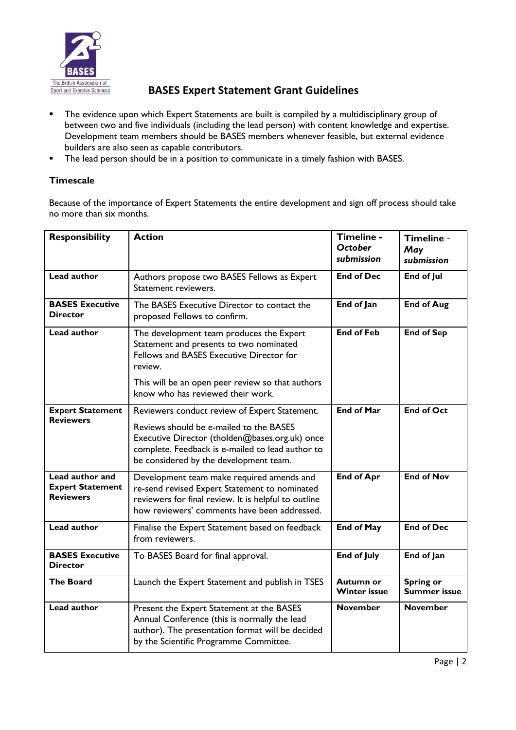## BASES Expert Statement Grant Guidelines

- The evidence upon which Expert Statements are built is compiled by a multidisciplinary group of between two and five individuals (including the lead person) with content knowledge and expertise. Development team members should be BASES members whenever feasible, but external evidence builders are also seen as capable contributors.
- The lead person should be in a position to communicate in a timely fashion with BASES.

### Timescale

Because of the importance of Expert Statements the entire development and sign off process should take no more than six months.

| Responsibility | Action | Timeline - *October submission* | Timeline - *May submission* |
|---|---|---|---|
| **Lead author** | Authors propose two BASES Fellows as Expert Statement reviewers. | **End of Dec** | **End of Jul** |
| **BASES Executive Director** | The BASES Executive Director to contact the proposed Fellows to confirm. | **End of Jan** | **End of Aug** |
| **Lead author** | The development team produces the Expert Statement and presents to two nominated Fellows and BASES Executive Director for review. This will be an open peer review so that authors know who has reviewed their work. | **End of Feb** | **End of Sep** |
| **Expert Statement Reviewers** | Reviewers conduct review of Expert Statement. Reviews should be e-mailed to the BASES Executive Director (tholden@bases.org.uk) once complete. Feedback is e-mailed to lead author to be considered by the development team. | **End of Mar** | **End of Oct** |
| **Lead author and Expert Statement Reviewers** | Development team make required amends and re-send revised Expert Statement to nominated reviewers for final review. It is helpful to outline how reviewers' comments have been addressed. | **End of Apr** | **End of Nov** |
| **Lead author** | Finalise the Expert Statement based on feedback from reviewers. | **End of May** | **End of Dec** |
| **BASES Executive Director** | To BASES Board for final approval. | **End of July** | **End of Jan** |
| **The Board** | Launch the Expert Statement and publish in TSES | **Autumn or Winter issue** | **Spring or Summer issue** |
| **Lead author** | Present the Expert Statement at the BASES Annual Conference (this is normally the lead author). The presentation format will be decided by the Scientific Programme Committee. | **November** | **November** |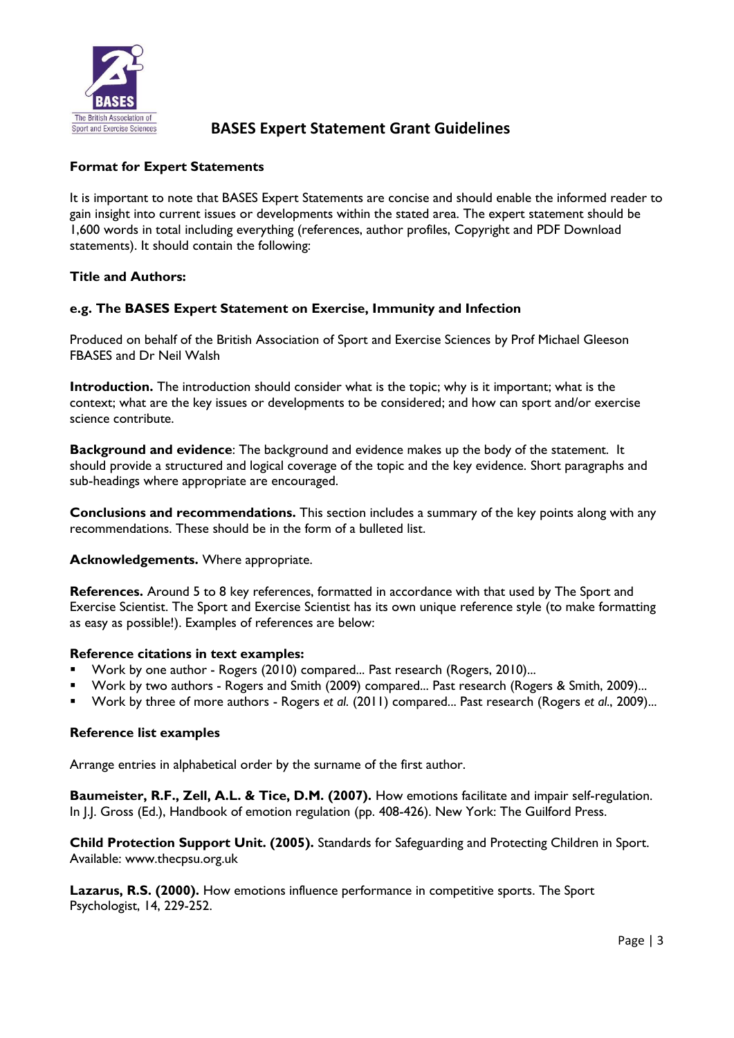## BASES Expert Statement Grant Guidelines

### Format for Expert Statements

It is important to note that BASES Expert Statements are concise and should enable the informed reader to gain insight into current issues or developments within the stated area. The expert statement should be 1,600 words in total including everything (references, author profiles, Copyright and PDF Download statements). It should contain the following:

**Title and Authors:**

**e.g. The BASES Expert Statement on Exercise, Immunity and Infection**

Produced on behalf of the British Association of Sport and Exercise Sciences by Prof Michael Gleeson FBASES and Dr Neil Walsh

**Introduction.** The introduction should consider what is the topic; why is it important; what is the context; what are the key issues or developments to be considered; and how can sport and/or exercise science contribute.

**Background and evidence**: The background and evidence makes up the body of the statement. It should provide a structured and logical coverage of the topic and the key evidence. Short paragraphs and sub-headings where appropriate are encouraged.

**Conclusions and recommendations.** This section includes a summary of the key points along with any recommendations. These should be in the form of a bulleted list.

**Acknowledgements.** Where appropriate.

**References.** Around 5 to 8 key references, formatted in accordance with that used by The Sport and Exercise Scientist. The Sport and Exercise Scientist has its own unique reference style (to make formatting as easy as possible!). Examples of references are below:

**Reference citations in text examples:**

- Work by one author - Rogers (2010) compared... Past research (Rogers, 2010)...
- Work by two authors - Rogers and Smith (2009) compared... Past research (Rogers & Smith, 2009)...
- Work by three of more authors - Rogers *et al.* (2011) compared... Past research (Rogers *et al*., 2009)...

**Reference list examples**

Arrange entries in alphabetical order by the surname of the first author.

**Baumeister, R.F., Zell, A.L. & Tice, D.M. (2007).** How emotions facilitate and impair self-regulation. In J.J. Gross (Ed.), Handbook of emotion regulation (pp. 408-426). New York: The Guilford Press.

**Child Protection Support Unit. (2005).** Standards for Safeguarding and Protecting Children in Sport. Available: www.thecpsu.org.uk

**Lazarus, R.S. (2000).** How emotions influence performance in competitive sports. The Sport Psychologist, 14, 229-252.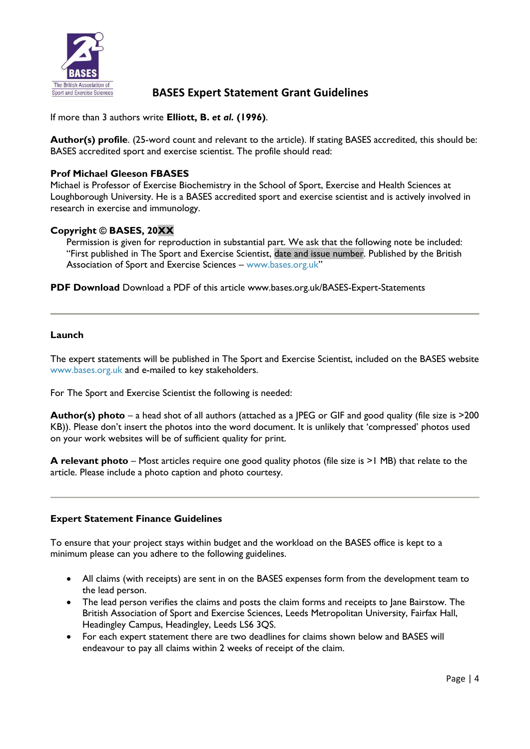If more than 3 authors write **Elliott, B. *et al.* (1996)**.

**Author(s) profile**. (25-word count and relevant to the article). If stating BASES accredited, this should be: BASES accredited sport and exercise scientist. The profile should read:

**Prof Michael Gleeson FBASES**
Michael is Professor of Exercise Biochemistry in the School of Sport, Exercise and Health Sciences at Loughborough University. He is a BASES accredited sport and exercise scientist and is actively involved in research in exercise and immunology.

**Copyright © BASES, 20XX**

Permission is given for reproduction in substantial part. We ask that the following note be included: "First published in The Sport and Exercise Scientist, date and issue number. Published by the British Association of Sport and Exercise Sciences – www.bases.org.uk"

**PDF Download** Download a PDF of this article www.bases.org.uk/BASES-Expert-Statements

---

### Launch

The expert statements will be published in The Sport and Exercise Scientist, included on the BASES website www.bases.org.uk and e-mailed to key stakeholders.

For The Sport and Exercise Scientist the following is needed:

**Author(s) photo** – a head shot of all authors (attached as a JPEG or GIF and good quality (file size is >200 KB)). Please don't insert the photos into the word document. It is unlikely that 'compressed' photos used on your work websites will be of sufficient quality for print.

**A relevant photo** – Most articles require one good quality photos (file size is >1 MB) that relate to the article. Please include a photo caption and photo courtesy.

---

### Expert Statement Finance Guidelines

To ensure that your project stays within budget and the workload on the BASES office is kept to a minimum please can you adhere to the following guidelines.

- All claims (with receipts) are sent in on the BASES expenses form from the development team to the lead person.
- The lead person verifies the claims and posts the claim forms and receipts to Jane Bairstow. The British Association of Sport and Exercise Sciences, Leeds Metropolitan University, Fairfax Hall, Headingley Campus, Headingley, Leeds LS6 3QS.
- For each expert statement there are two deadlines for claims shown below and BASES will endeavour to pay all claims within 2 weeks of receipt of the claim.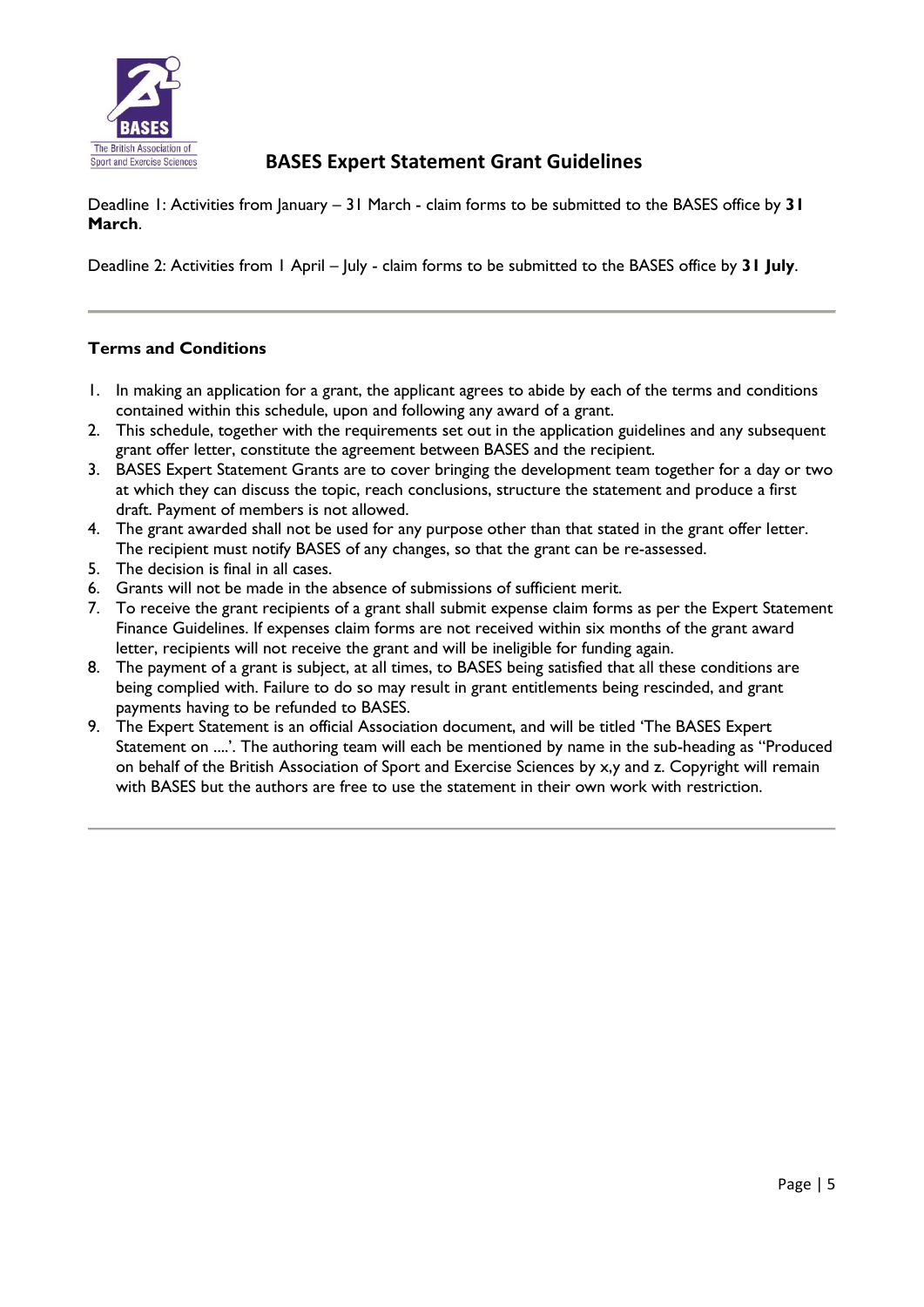BASES
The British Association of Sport and Exercise Sciences

# BASES Expert Statement Grant Guidelines

Deadline 1: Activities from January – 31 March - claim forms to be submitted to the BASES office by **31 March**.

Deadline 2: Activities from 1 April – July - claim forms to be submitted to the BASES office by **31 July**.

---

**Terms and Conditions**

1. In making an application for a grant, the applicant agrees to abide by each of the terms and conditions contained within this schedule, upon and following any award of a grant.
2. This schedule, together with the requirements set out in the application guidelines and any subsequent grant offer letter, constitute the agreement between BASES and the recipient.
3. BASES Expert Statement Grants are to cover bringing the development team together for a day or two at which they can discuss the topic, reach conclusions, structure the statement and produce a first draft. Payment of members is not allowed.
4. The grant awarded shall not be used for any purpose other than that stated in the grant offer letter. The recipient must notify BASES of any changes, so that the grant can be re-assessed.
5. The decision is final in all cases.
6. Grants will not be made in the absence of submissions of sufficient merit.
7. To receive the grant recipients of a grant shall submit expense claim forms as per the Expert Statement Finance Guidelines. If expenses claim forms are not received within six months of the grant award letter, recipients will not receive the grant and will be ineligible for funding again.
8. The payment of a grant is subject, at all times, to BASES being satisfied that all these conditions are being complied with. Failure to do so may result in grant entitlements being rescinded, and grant payments having to be refunded to BASES.
9. The Expert Statement is an official Association document, and will be titled 'The BASES Expert Statement on ....'. The authoring team will each be mentioned by name in the sub-heading as "Produced on behalf of the British Association of Sport and Exercise Sciences by x,y and z. Copyright will remain with BASES but the authors are free to use the statement in their own work with restriction.

---